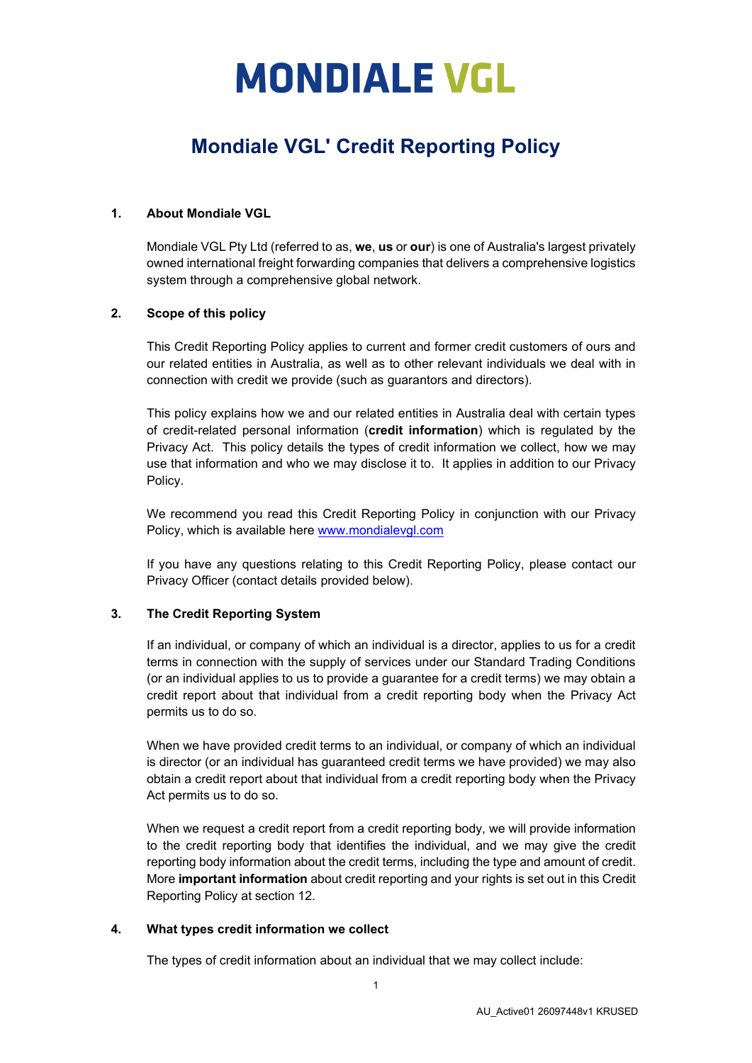# MONDIALE VGL

## Mondiale VGL' Credit Reporting Policy

### 1. About Mondiale VGL

Mondiale VGL Pty Ltd (referred to as, **we**, **us** or **our**) is one of Australia's largest privately owned international freight forwarding companies that delivers a comprehensive logistics system through a comprehensive global network.

### 2. Scope of this policy

This Credit Reporting Policy applies to current and former credit customers of ours and our related entities in Australia, as well as to other relevant individuals we deal with in connection with credit we provide (such as guarantors and directors).

This policy explains how we and our related entities in Australia deal with certain types of credit-related personal information (**credit information**) which is regulated by the Privacy Act. This policy details the types of credit information we collect, how we may use that information and who we may disclose it to. It applies in addition to our Privacy Policy.

We recommend you read this Credit Reporting Policy in conjunction with our Privacy Policy, which is available here [www.mondialevgl.com](www.mondialevgl.com)

If you have any questions relating to this Credit Reporting Policy, please contact our Privacy Officer (contact details provided below).

### 3. The Credit Reporting System

If an individual, or company of which an individual is a director, applies to us for a credit terms in connection with the supply of services under our Standard Trading Conditions (or an individual applies to us to provide a guarantee for a credit terms) we may obtain a credit report about that individual from a credit reporting body when the Privacy Act permits us to do so.

When we have provided credit terms to an individual, or company of which an individual is director (or an individual has guaranteed credit terms we have provided) we may also obtain a credit report about that individual from a credit reporting body when the Privacy Act permits us to do so.

When we request a credit report from a credit reporting body, we will provide information to the credit reporting body that identifies the individual, and we may give the credit reporting body information about the credit terms, including the type and amount of credit. More **important information** about credit reporting and your rights is set out in this Credit Reporting Policy at section 12.

### 4. What types credit information we collect

The types of credit information about an individual that we may collect include: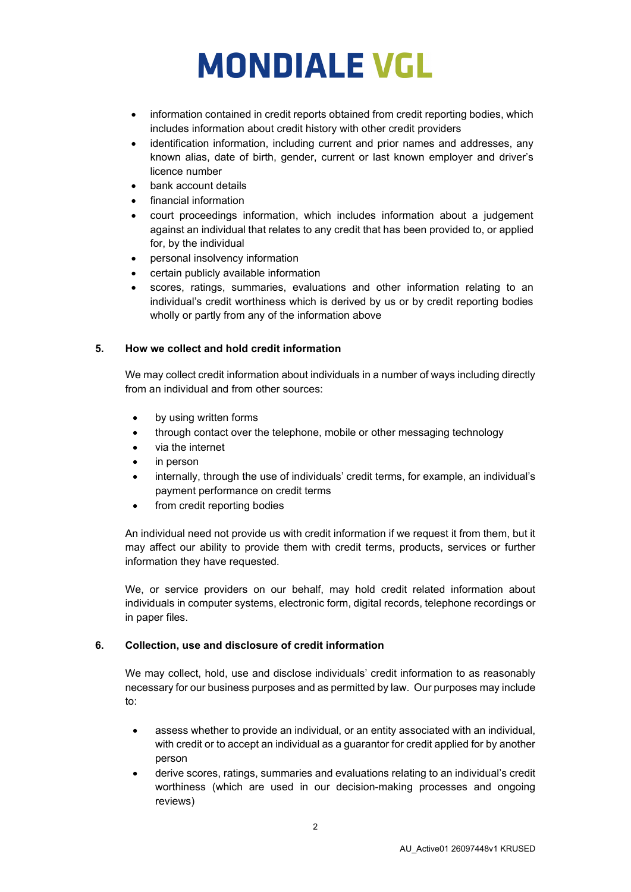- information contained in credit reports obtained from credit reporting bodies, which includes information about credit history with other credit providers
- identification information, including current and prior names and addresses, any known alias, date of birth, gender, current or last known employer and driver's licence number
- bank account details
- financial information
- court proceedings information, which includes information about a judgement against an individual that relates to any credit that has been provided to, or applied for, by the individual
- personal insolvency information
- certain publicly available information
- scores, ratings, summaries, evaluations and other information relating to an individual's credit worthiness which is derived by us or by credit reporting bodies wholly or partly from any of the information above

## 5. How we collect and hold credit information

We may collect credit information about individuals in a number of ways including directly from an individual and from other sources:

- by using written forms
- through contact over the telephone, mobile or other messaging technology
- via the internet
- in person
- internally, through the use of individuals' credit terms, for example, an individual's payment performance on credit terms
- from credit reporting bodies

An individual need not provide us with credit information if we request it from them, but it may affect our ability to provide them with credit terms, products, services or further information they have requested.

We, or service providers on our behalf, may hold credit related information about individuals in computer systems, electronic form, digital records, telephone recordings or in paper files.

## 6. Collection, use and disclosure of credit information

We may collect, hold, use and disclose individuals' credit information to as reasonably necessary for our business purposes and as permitted by law. Our purposes may include to:

- assess whether to provide an individual, or an entity associated with an individual, with credit or to accept an individual as a guarantor for credit applied for by another person
- derive scores, ratings, summaries and evaluations relating to an individual's credit worthiness (which are used in our decision-making processes and ongoing reviews)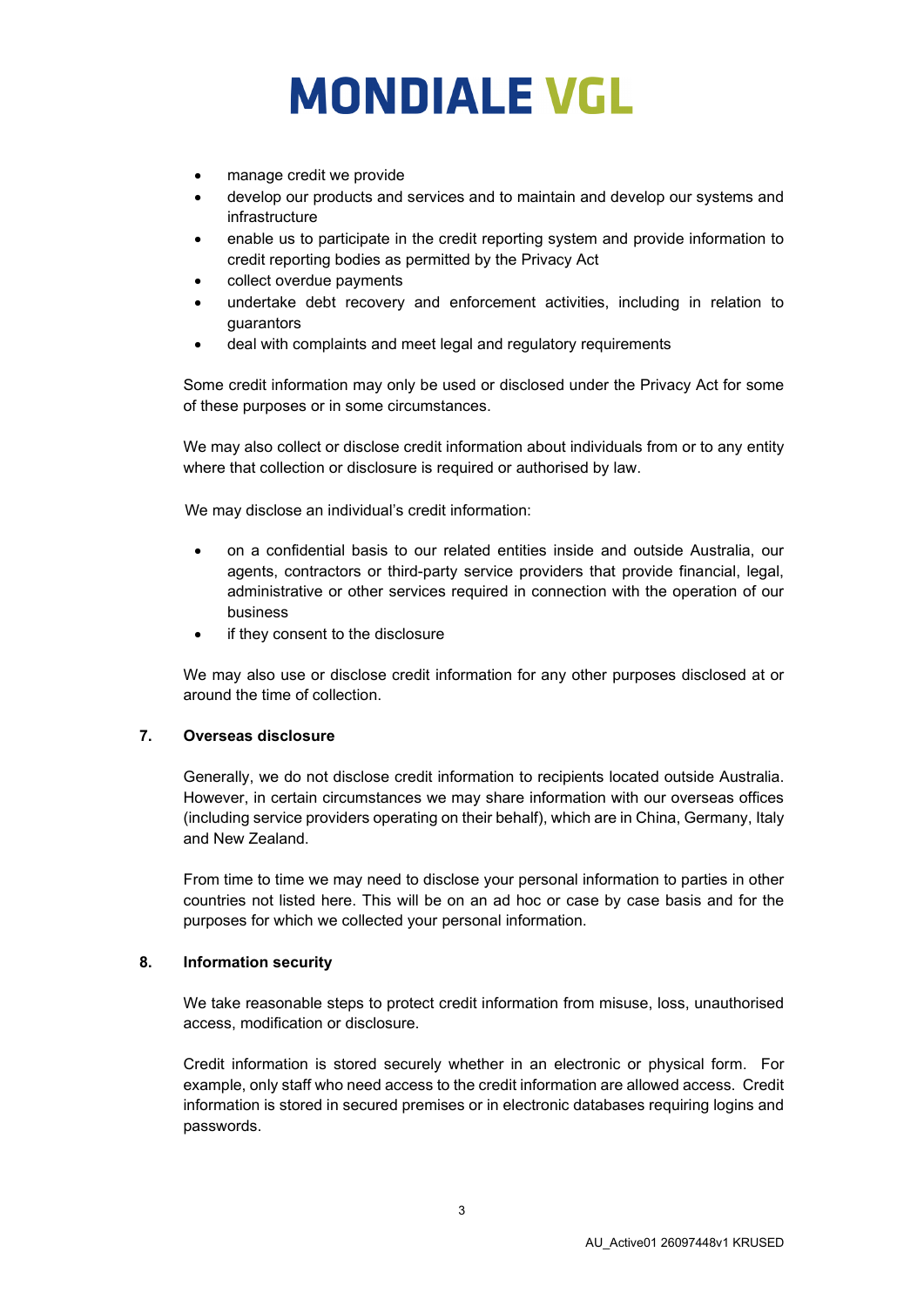- manage credit we provide
- develop our products and services and to maintain and develop our systems and infrastructure
- enable us to participate in the credit reporting system and provide information to credit reporting bodies as permitted by the Privacy Act
- collect overdue payments
- undertake debt recovery and enforcement activities, including in relation to guarantors
- deal with complaints and meet legal and regulatory requirements

Some credit information may only be used or disclosed under the Privacy Act for some of these purposes or in some circumstances.

We may also collect or disclose credit information about individuals from or to any entity where that collection or disclosure is required or authorised by law.

We may disclose an individual's credit information:

- on a confidential basis to our related entities inside and outside Australia, our agents, contractors or third-party service providers that provide financial, legal, administrative or other services required in connection with the operation of our business
- if they consent to the disclosure

We may also use or disclose credit information for any other purposes disclosed at or around the time of collection.

## 7. Overseas disclosure

Generally, we do not disclose credit information to recipients located outside Australia. However, in certain circumstances we may share information with our overseas offices (including service providers operating on their behalf), which are in China, Germany, Italy and New Zealand.

From time to time we may need to disclose your personal information to parties in other countries not listed here. This will be on an ad hoc or case by case basis and for the purposes for which we collected your personal information.

## 8. Information security

We take reasonable steps to protect credit information from misuse, loss, unauthorised access, modification or disclosure.

Credit information is stored securely whether in an electronic or physical form. For example, only staff who need access to the credit information are allowed access. Credit information is stored in secured premises or in electronic databases requiring logins and passwords.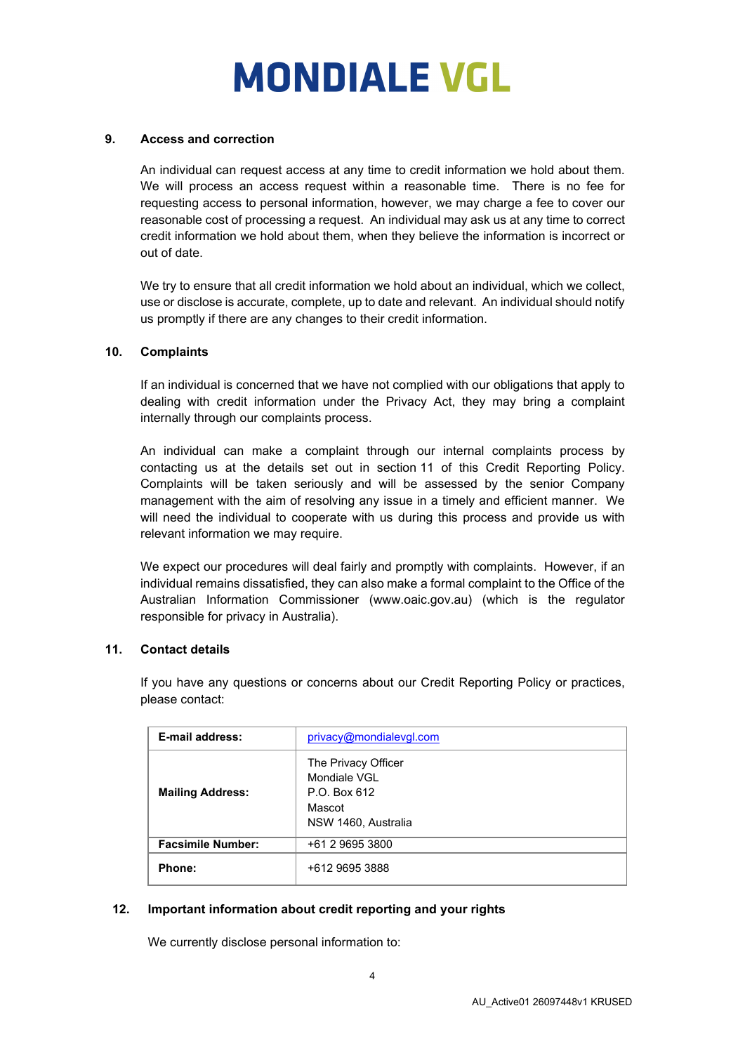## 9. Access and correction

An individual can request access at any time to credit information we hold about them. We will process an access request within a reasonable time. There is no fee for requesting access to personal information, however, we may charge a fee to cover our reasonable cost of processing a request. An individual may ask us at any time to correct credit information we hold about them, when they believe the information is incorrect or out of date.

We try to ensure that all credit information we hold about an individual, which we collect, use or disclose is accurate, complete, up to date and relevant. An individual should notify us promptly if there are any changes to their credit information.

## 10. Complaints

If an individual is concerned that we have not complied with our obligations that apply to dealing with credit information under the Privacy Act, they may bring a complaint internally through our complaints process.

An individual can make a complaint through our internal complaints process by contacting us at the details set out in section 11 of this Credit Reporting Policy. Complaints will be taken seriously and will be assessed by the senior Company management with the aim of resolving any issue in a timely and efficient manner. We will need the individual to cooperate with us during this process and provide us with relevant information we may require.

We expect our procedures will deal fairly and promptly with complaints. However, if an individual remains dissatisfied, they can also make a formal complaint to the Office of the Australian Information Commissioner (www.oaic.gov.au) (which is the regulator responsible for privacy in Australia).

## 11. Contact details

If you have any questions or concerns about our Credit Reporting Policy or practices, please contact:

| | |
|---|---|
| **E-mail address:** | privacy@mondialevgl.com |
| **Mailing Address:** | The Privacy Officer<br>Mondiale VGL<br>P.O. Box 612<br>Mascot<br>NSW 1460, Australia |
| **Facsimile Number:** | +61 2 9695 3800 |
| **Phone:** | +612 9695 3888 |

## 12. Important information about credit reporting and your rights

We currently disclose personal information to: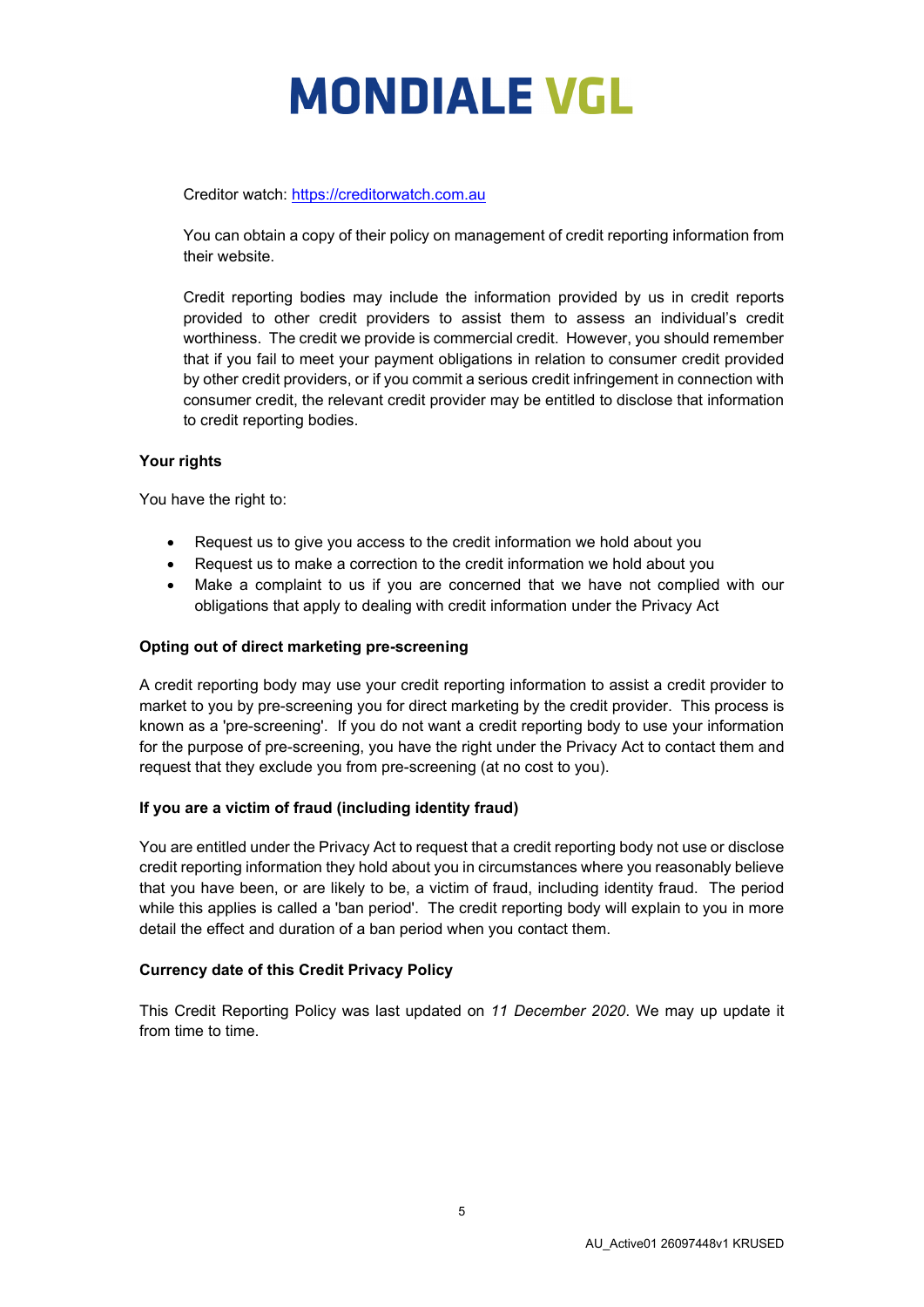Creditor watch: https://creditorwatch.com.au

You can obtain a copy of their policy on management of credit reporting information from their website.

Credit reporting bodies may include the information provided by us in credit reports provided to other credit providers to assist them to assess an individual's credit worthiness. The credit we provide is commercial credit. However, you should remember that if you fail to meet your payment obligations in relation to consumer credit provided by other credit providers, or if you commit a serious credit infringement in connection with consumer credit, the relevant credit provider may be entitled to disclose that information to credit reporting bodies.

**Your rights**

You have the right to:

- Request us to give you access to the credit information we hold about you
- Request us to make a correction to the credit information we hold about you
- Make a complaint to us if you are concerned that we have not complied with our obligations that apply to dealing with credit information under the Privacy Act

**Opting out of direct marketing pre-screening**

A credit reporting body may use your credit reporting information to assist a credit provider to market to you by pre-screening you for direct marketing by the credit provider. This process is known as a 'pre-screening'. If you do not want a credit reporting body to use your information for the purpose of pre-screening, you have the right under the Privacy Act to contact them and request that they exclude you from pre-screening (at no cost to you).

**If you are a victim of fraud (including identity fraud)**

You are entitled under the Privacy Act to request that a credit reporting body not use or disclose credit reporting information they hold about you in circumstances where you reasonably believe that you have been, or are likely to be, a victim of fraud, including identity fraud. The period while this applies is called a 'ban period'. The credit reporting body will explain to you in more detail the effect and duration of a ban period when you contact them.

**Currency date of this Credit Privacy Policy**

This Credit Reporting Policy was last updated on *11 December 2020*. We may up update it from time to time.